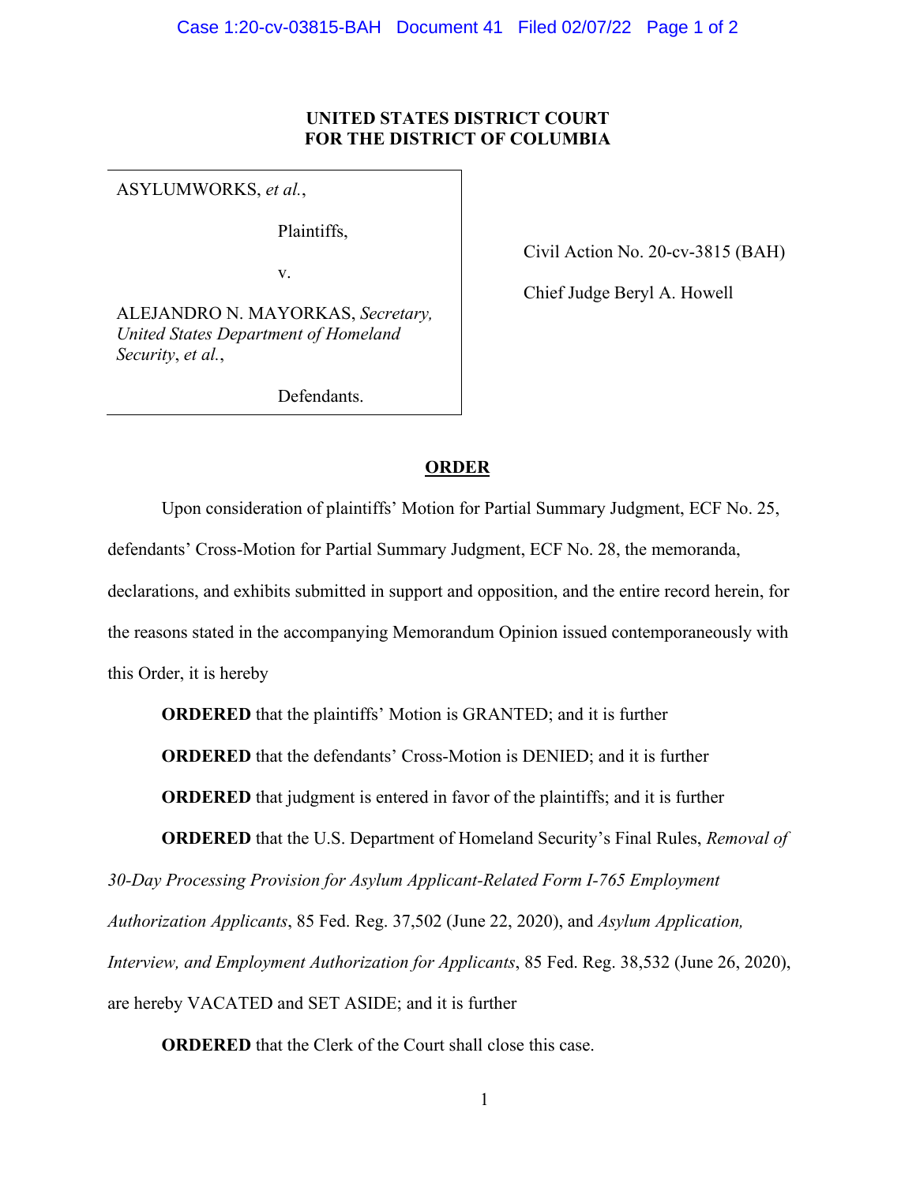**UNITED STATES DISTRICT COURT**
**FOR THE DISTRICT OF COLUMBIA**

| | |
|---|---|
| ASYLUMWORKS, *et al.*,<br><br>Plaintiffs,<br><br>v.<br><br>ALEJANDRO N. MAYORKAS, *Secretary, United States Department of Homeland Security*, *et al.*,<br><br>Defendants. | Civil Action No. 20-cv-3815 (BAH)<br><br>Chief Judge Beryl A. Howell |

**ORDER**

Upon consideration of plaintiffs' Motion for Partial Summary Judgment, ECF No. 25, defendants' Cross-Motion for Partial Summary Judgment, ECF No. 28, the memoranda, declarations, and exhibits submitted in support and opposition, and the entire record herein, for the reasons stated in the accompanying Memorandum Opinion issued contemporaneously with this Order, it is hereby

**ORDERED** that the plaintiffs' Motion is GRANTED; and it is further

**ORDERED** that the defendants' Cross-Motion is DENIED; and it is further

**ORDERED** that judgment is entered in favor of the plaintiffs; and it is further

**ORDERED** that the U.S. Department of Homeland Security's Final Rules, *Removal of 30-Day Processing Provision for Asylum Applicant-Related Form I-765 Employment Authorization Applicants*, 85 Fed. Reg. 37,502 (June 22, 2020), and *Asylum Application, Interview, and Employment Authorization for Applicants*, 85 Fed. Reg. 38,532 (June 26, 2020), are hereby VACATED and SET ASIDE; and it is further

**ORDERED** that the Clerk of the Court shall close this case.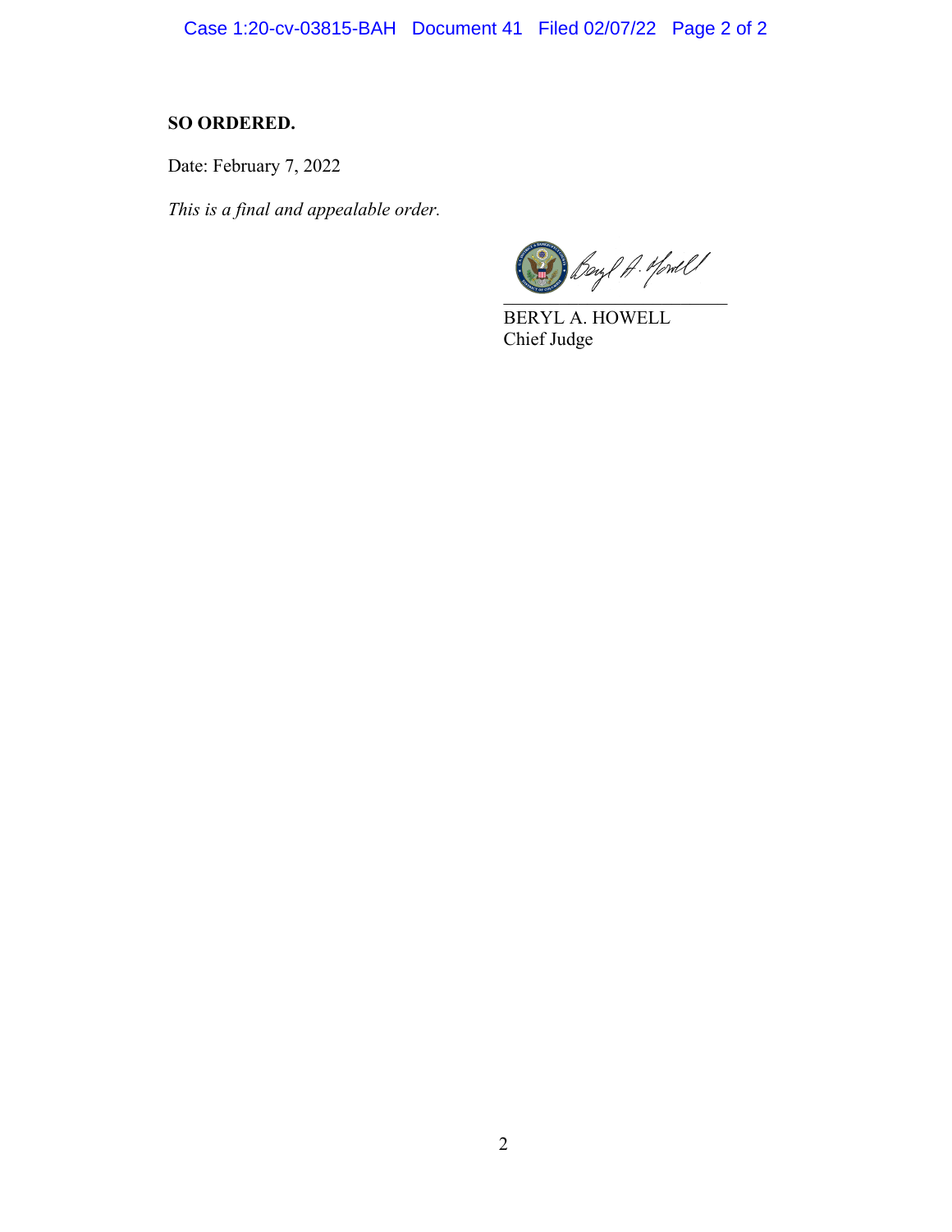**SO ORDERED.**

Date: February 7, 2022

*This is a final and appealable order.*

BERYL A. HOWELL
Chief Judge